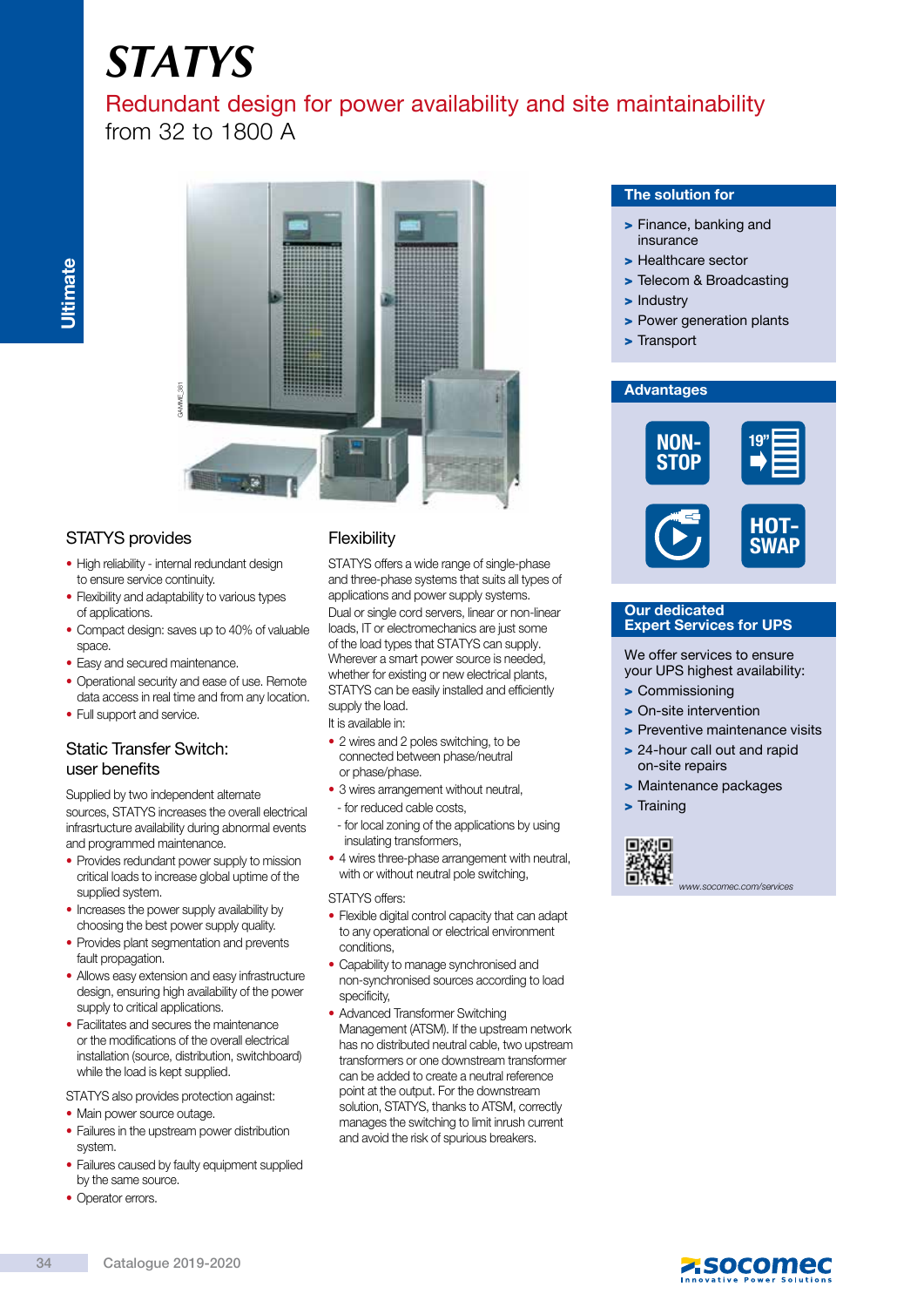# STATYS

## Redundant design for power availability and site maintainability

from 32 to 1800 A

### STATYS provides

- High reliability - internal redundant design to ensure service continuity.
- Flexibility and adaptability to various types of applications.
- Compact design: saves up to 40% of valuable space.
- Easy and secured maintenance.
- Operational security and ease of use. Remote data access in real time and from any location.
- Full support and service.

### Static Transfer Switch: user benefits

Supplied by two independent alternate sources, STATYS increases the overall electrical infrasrtucture availability during abnormal events and programmed maintenance.

- Provides redundant power supply to mission critical loads to increase global uptime of the supplied system.
- Increases the power supply availability by choosing the best power supply quality.
- Provides plant segmentation and prevents fault propagation.
- Allows easy extension and easy infrastructure design, ensuring high availability of the power supply to critical applications.
- Facilitates and secures the maintenance or the modifications of the overall electrical installation (source, distribution, switchboard) while the load is kept supplied.

STATYS also provides protection against:

- Main power source outage.
- Failures in the upstream power distribution system.
- Failures caused by faulty equipment supplied by the same source.
- Operator errors.

### Flexibility

STATYS offers a wide range of single-phase and three-phase systems that suits all types of applications and power supply systems. Dual or single cord servers, linear or non-linear loads, IT or electromechanics are just some of the load types that STATYS can supply. Wherever a smart power source is needed, whether for existing or new electrical plants, STATYS can be easily installed and efficiently supply the load.

It is available in:

- 2 wires and 2 poles switching, to be connected between phase/neutral or phase/phase.
- 3 wires arrangement without neutral,
  - for reduced cable costs,
  - for local zoning of the applications by using insulating transformers,
- 4 wires three-phase arrangement with neutral, with or without neutral pole switching,

STATYS offers:

- Flexible digital control capacity that can adapt to any operational or electrical environment conditions,
- Capability to manage synchronised and non-synchronised sources according to load specificity,
- Advanced Transformer Switching Management (ATSM). If the upstream network has no distributed neutral cable, two upstream transformers or one downstream transformer can be added to create a neutral reference point at the output. For the downstream solution, STATYS, thanks to ATSM, correctly manages the switching to limit inrush current and avoid the risk of spurious breakers.

### The solution for

- Finance, banking and insurance
- Healthcare sector
- Telecom & Broadcasting
- Industry
- Power generation plants
- Transport

### Advantages

NON-STOP · 19" · HOT-SWAP

### Our dedicated Expert Services for UPS

We offer services to ensure your UPS highest availability:

- Commissioning
- On-site Intervention
- Preventive maintenance visits
- 24-hour call out and rapid on-site repairs
- Maintenance packages
- Training

www.socomec.com/services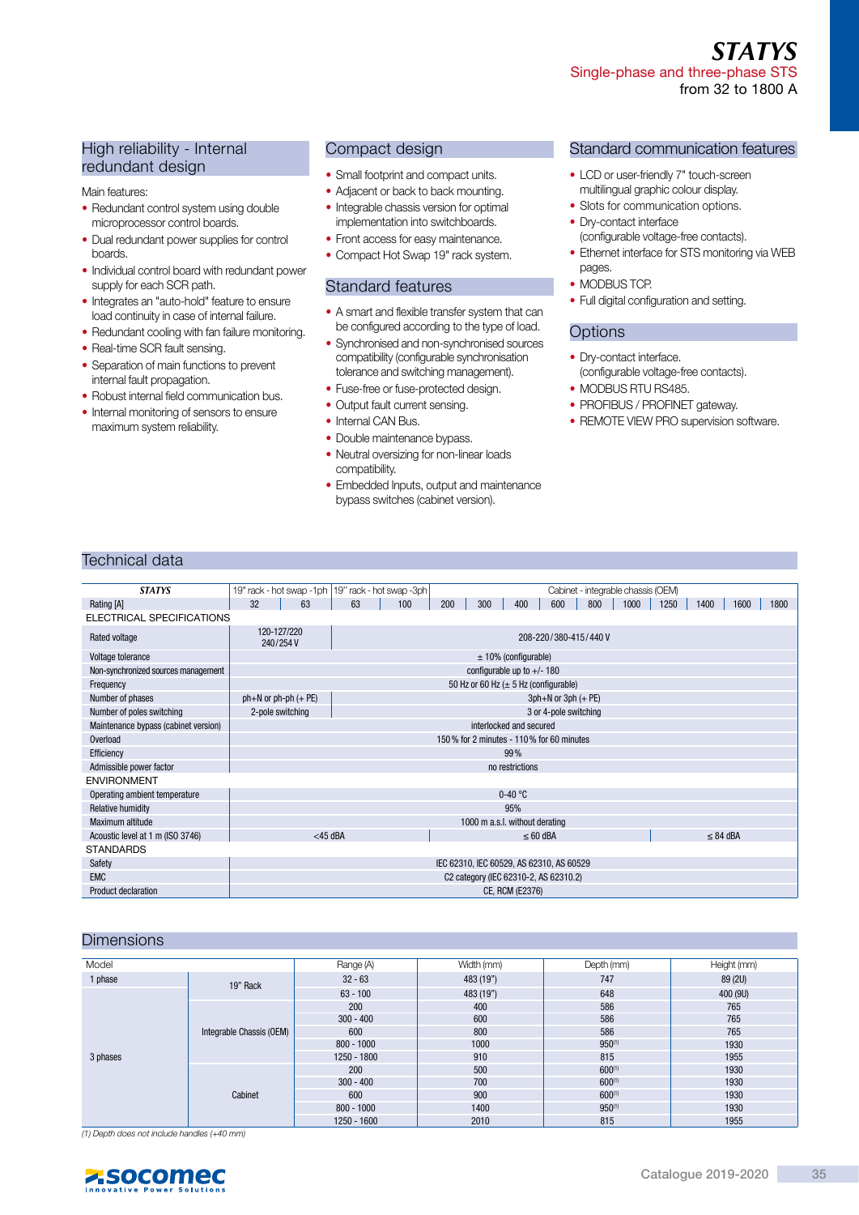# STATYS

Single-phase and three-phase STS
from 32 to 1800 A

## High reliability - Internal redundant design

Main features:

- Redundant control system using double microprocessor control boards.
- Dual redundant power supplies for control boards.
- Individual control board with redundant power supply for each SCR path.
- Integrates an "auto-hold" feature to ensure load continuity in case of internal failure.
- Redundant cooling with fan failure monitoring.
- Real-time SCR fault sensing.
- Separation of main functions to prevent internal fault propagation.
- Robust internal field communication bus.
- Internal monitoring of sensors to ensure maximum system reliability.

## Compact design

- Small footprint and compact units.
- Adjacent or back to back mounting.
- Integrable chassis version for optimal implementation into switchboards.
- Front access for easy maintenance.
- Compact Hot Swap 19" rack system.

## Standard features

- A smart and flexible transfer system that can be configured according to the type of load.
- Synchronised and non-synchronised sources compatibility (configurable synchronisation tolerance and switching management).
- Fuse-free or fuse-protected design.
- Output fault current sensing.
- Internal CAN Bus.
- Double maintenance bypass.
- Neutral oversizing for non-linear loads compatibility.
- Embedded Inputs, output and maintenance bypass switches (cabinet version).

## Standard communication features

- LCD or user-friendly 7" touch-screen multilingual graphic colour display.
- Slots for communication options.
- Dry-contact interface (configurable voltage-free contacts).
- Ethernet interface for STS monitoring via WEB pages.
- MODBUS TCP.
- Full digital configuration and setting.

## Options

- Dry-contact interface. (configurable voltage-free contacts).
- MODBUS RTU RS485.
- PROFIBUS / PROFINET gateway.
- REMOTE VIEW PRO supervision software.

## Technical data

| *STATYS* | 19" rack - hot swap -1ph | | 19" rack - hot swap -3ph | | Cabinet - integrable chassis (OEM) | | | | | | | | | |
|---|---|---|---|---|---|---|---|---|---|---|---|---|---|---|
| Rating [A] | 32 | 63 | 63 | 100 | 200 | 300 | 400 | 600 | 800 | 1000 | 1250 | 1400 | 1600 | 1800 |
| **ELECTRICAL SPECIFICATIONS** | | | | | | | | | | | | | | |
| Rated voltage | 120-127/220 240/254 V | | 208-220/380-415/440 V | | | | | | | | | | | |
| Voltage tolerance | ± 10% (configurable) | | | | | | | | | | | | | |
| Non-synchronized sources management | configurable up to +/- 180 | | | | | | | | | | | | | |
| Frequency | 50 Hz or 60 Hz (± 5 Hz (configurable) | | | | | | | | | | | | | |
| Number of phases | ph+N or ph-ph (+ PE) | | 3ph+N or 3ph (+ PE) | | | | | | | | | | | |
| Number of poles switching | 2-pole switching | | 3 or 4-pole switching | | | | | | | | | | | |
| Maintenance bypass (cabinet version) | interlocked and secured | | | | | | | | | | | | | |
| Overload | 150 % for 2 minutes - 110 % for 60 minutes | | | | | | | | | | | | | |
| Efficiency | 99 % | | | | | | | | | | | | | |
| Admissible power factor | no restrictions | | | | | | | | | | | | | |
| **ENVIRONMENT** | | | | | | | | | | | | | | |
| Operating ambient temperature | 0-40 °C | | | | | | | | | | | | | |
| Relative humidity | 95% | | | | | | | | | | | | | |
| Maximum altitude | 1000 m a.s.l. without derating | | | | | | | | | | | | | |
| Acoustic level at 1 m (ISO 3746) | <45 dBA | | | | ≤ 60 dBA | | | | | | ≤ 84 dBA | | | |
| **STANDARDS** | | | | | | | | | | | | | | |
| Safety | IEC 62310, IEC 60529, AS 62310, AS 60529 | | | | | | | | | | | | | |
| EMC | C2 category (IEC 62310-2, AS 62310.2) | | | | | | | | | | | | | |
| Product declaration | CE, RCM (E2376) | | | | | | | | | | | | | |

## Dimensions

| Model | | Range (A) | Width (mm) | Depth (mm) | Height (mm) |
|---|---|---|---|---|---|
| 1 phase | 19" Rack | 32 - 63 | 483 (19") | 747 | 89 (2U) |
| 3 phases | 19" Rack | 63 - 100 | 483 (19") | 648 | 400 (9U) |
| | Integrable Chassis (OEM) | 200 | 400 | 586 | 765 |
| | | 300 - 400 | 600 | 586 | 765 |
| | | 600 | 800 | 586 | 765 |
| | | 800 - 1000 | 1000 | 950 (1) | 1930 |
| | | 1250 - 1800 | 910 | 815 | 1955 |
| | Cabinet | 200 | 500 | 600 (1) | 1930 |
| | | 300 - 400 | 700 | 600 (1) | 1930 |
| | | 600 | 900 | 600 (1) | 1930 |
| | | 800 - 1000 | 1400 | 950 (1) | 1930 |
| | | 1250 - 1600 | 2010 | 815 | 1955 |

*(1) Depth does not include handles (+40 mm)*